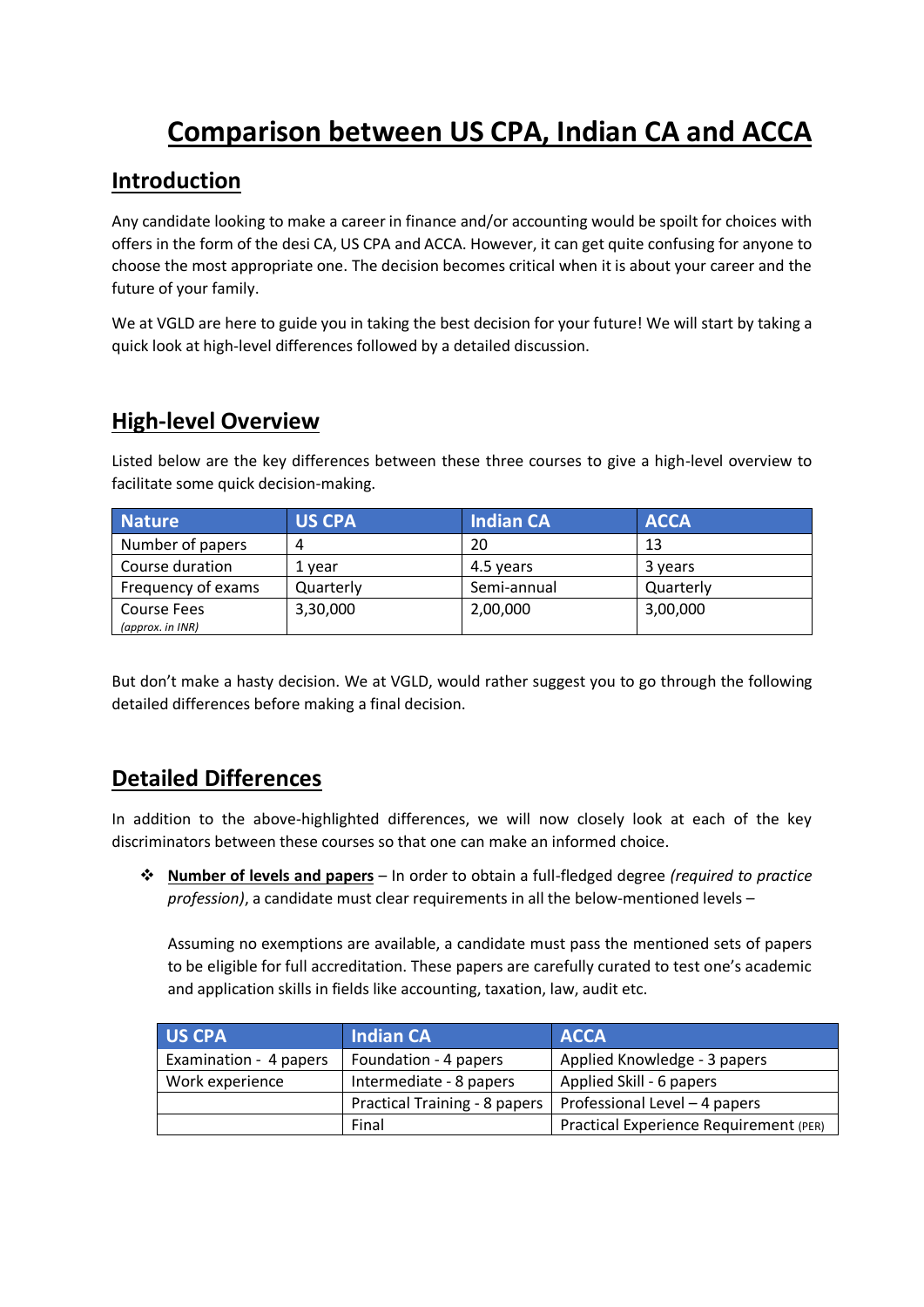# Comparison between US CPA, Indian CA and ACCA

## Introduction

Any candidate looking to make a career in finance and/or accounting would be spoilt for choices with offers in the form of the desi CA, US CPA and ACCA. However, it can get quite confusing for anyone to choose the most appropriate one. The decision becomes critical when it is about your career and the future of your family.

We at VGLD are here to guide you in taking the best decision for your future! We will start by taking a quick look at high-level differences followed by a detailed discussion.

## High-level Overview

Listed below are the key differences between these three courses to give a high-level overview to facilitate some quick decision-making.

| Nature | US CPA | Indian CA | ACCA |
|---|---|---|---|
| Number of papers | 4 | 20 | 13 |
| Course duration | 1 year | 4.5 years | 3 years |
| Frequency of exams | Quarterly | Semi-annual | Quarterly |
| Course Fees *(approx. in INR)* | 3,30,000 | 2,00,000 | 3,00,000 |

But don't make a hasty decision. We at VGLD, would rather suggest you to go through the following detailed differences before making a final decision.

## Detailed Differences

In addition to the above-highlighted differences, we will now closely look at each of the key discriminators between these courses so that one can make an informed choice.

- **Number of levels and papers** – In order to obtain a full-fledged degree *(required to practice profession)*, a candidate must clear requirements in all the below-mentioned levels –

  Assuming no exemptions are available, a candidate must pass the mentioned sets of papers to be eligible for full accreditation. These papers are carefully curated to test one's academic and application skills in fields like accounting, taxation, law, audit etc.

| US CPA | Indian CA | ACCA |
|---|---|---|
| Examination - 4 papers | Foundation - 4 papers | Applied Knowledge - 3 papers |
| Work experience | Intermediate - 8 papers | Applied Skill - 6 papers |
| | Practical Training - 8 papers | Professional Level – 4 papers |
| | Final | Practical Experience Requirement (PER) |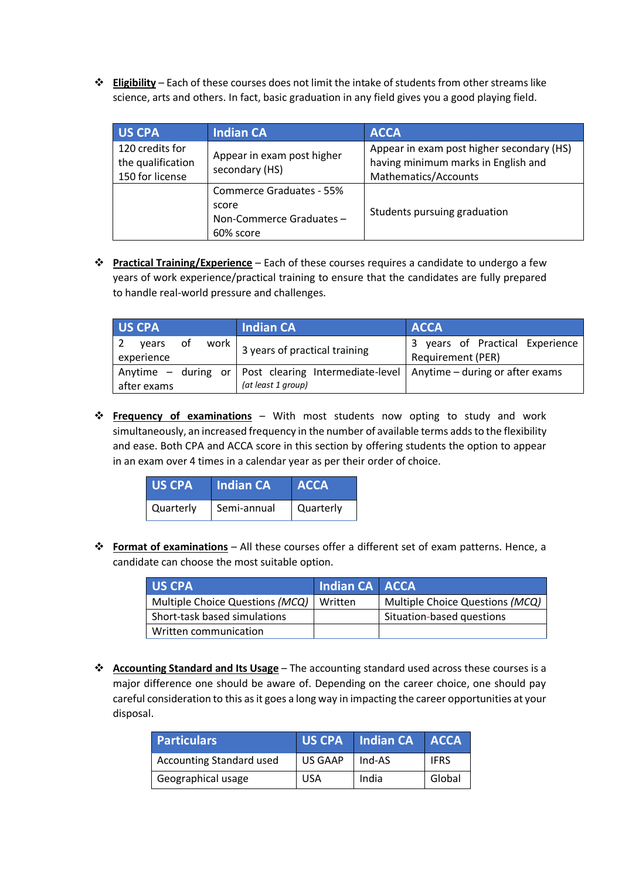- **Eligibility** – Each of these courses does not limit the intake of students from other streams like science, arts and others. In fact, basic graduation in any field gives you a good playing field.

| US CPA | Indian CA | ACCA |
|---|---|---|
| 120 credits for the qualification<br>150 for license | Appear in exam post higher secondary (HS) | Appear in exam post higher secondary (HS) having minimum marks in English and Mathematics/Accounts |
| | Commerce Graduates - 55% score<br>Non-Commerce Graduates – 60% score | Students pursuing graduation |

- **Practical Training/Experience** – Each of these courses requires a candidate to undergo a few years of work experience/practical training to ensure that the candidates are fully prepared to handle real-world pressure and challenges.

| US CPA | Indian CA | ACCA |
|---|---|---|
| 2 years of work experience | 3 years of practical training | 3 years of Practical Experience Requirement (PER) |
| Anytime – during or after exams | Post clearing Intermediate-level *(at least 1 group)* | Anytime – during or after exams |

- **Frequency of examinations** – With most students now opting to study and work simultaneously, an increased frequency in the number of available terms adds to the flexibility and ease. Both CPA and ACCA score in this section by offering students the option to appear in an exam over 4 times in a calendar year as per their order of choice.

| US CPA | Indian CA | ACCA |
|---|---|---|
| Quarterly | Semi-annual | Quarterly |

- **Format of examinations** – All these courses offer a different set of exam patterns. Hence, a candidate can choose the most suitable option.

| US CPA | Indian CA | ACCA |
|---|---|---|
| Multiple Choice Questions *(MCQ)* | Written | Multiple Choice Questions *(MCQ)* |
| Short-task based simulations | | Situation-based questions |
| Written communication | | |

- **Accounting Standard and Its Usage** – The accounting standard used across these courses is a major difference one should be aware of. Depending on the career choice, one should pay careful consideration to this as it goes a long way in impacting the career opportunities at your disposal.

| Particulars | US CPA | Indian CA | ACCA |
|---|---|---|---|
| Accounting Standard used | US GAAP | Ind-AS | IFRS |
| Geographical usage | USA | India | Global |